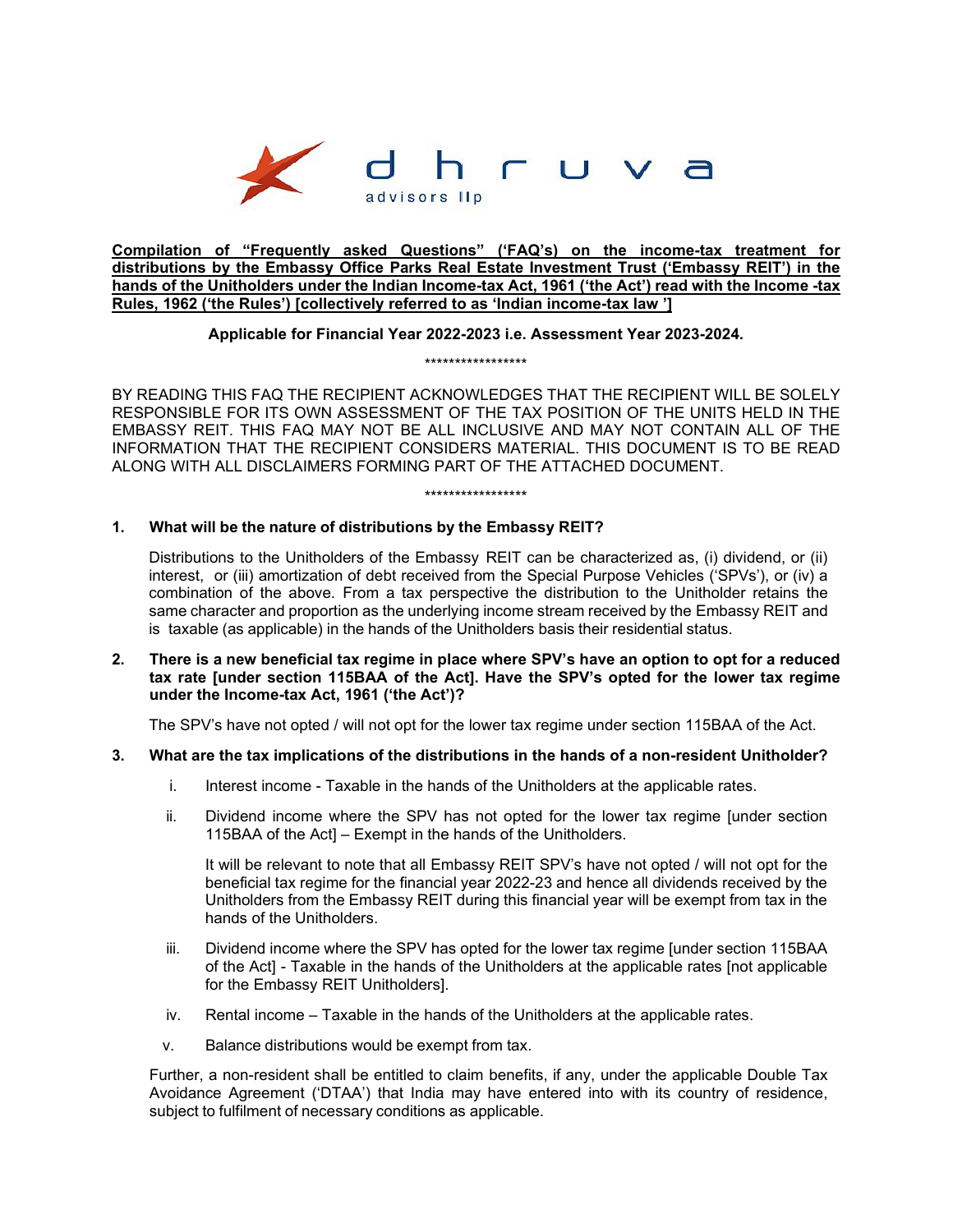dhruva advisors llp

**Compilation of "Frequently asked Questions" ('FAQ's) on the income-tax treatment for distributions by the Embassy Office Parks Real Estate Investment Trust ('Embassy REIT') in the hands of the Unitholders under the Indian Income-tax Act, 1961 ('the Act') read with the Income -tax Rules, 1962 ('the Rules') [collectively referred to as 'Indian income-tax law ']**

**Applicable for Financial Year 2022-2023 i.e. Assessment Year 2023-2024.**

*****************

BY READING THIS FAQ THE RECIPIENT ACKNOWLEDGES THAT THE RECIPIENT WILL BE SOLELY RESPONSIBLE FOR ITS OWN ASSESSMENT OF THE TAX POSITION OF THE UNITS HELD IN THE EMBASSY REIT. THIS FAQ MAY NOT BE ALL INCLUSIVE AND MAY NOT CONTAIN ALL OF THE INFORMATION THAT THE RECIPIENT CONSIDERS MATERIAL. THIS DOCUMENT IS TO BE READ ALONG WITH ALL DISCLAIMERS FORMING PART OF THE ATTACHED DOCUMENT.

*****************

**1. What will be the nature of distributions by the Embassy REIT?**

Distributions to the Unitholders of the Embassy REIT can be characterized as, (i) dividend, or (ii) interest, or (iii) amortization of debt received from the Special Purpose Vehicles ('SPVs'), or (iv) a combination of the above. From a tax perspective the distribution to the Unitholder retains the same character and proportion as the underlying income stream received by the Embassy REIT and is taxable (as applicable) in the hands of the Unitholders basis their residential status.

**2. There is a new beneficial tax regime in place where SPV's have an option to opt for a reduced tax rate [under section 115BAA of the Act]. Have the SPV's opted for the lower tax regime under the Income-tax Act, 1961 ('the Act')?**

The SPV's have not opted / will not opt for the lower tax regime under section 115BAA of the Act.

**3. What are the tax implications of the distributions in the hands of a non-resident Unitholder?**

i. Interest income - Taxable in the hands of the Unitholders at the applicable rates.

ii. Dividend income where the SPV has not opted for the lower tax regime [under section 115BAA of the Act] – Exempt in the hands of the Unitholders.

   It will be relevant to note that all Embassy REIT SPV's have not opted / will not opt for the beneficial tax regime for the financial year 2022-23 and hence all dividends received by the Unitholders from the Embassy REIT during this financial year will be exempt from tax in the hands of the Unitholders.

iii. Dividend income where the SPV has opted for the lower tax regime [under section 115BAA of the Act] - Taxable in the hands of the Unitholders at the applicable rates [not applicable for the Embassy REIT Unitholders].

iv. Rental income – Taxable in the hands of the Unitholders at the applicable rates.

v. Balance distributions would be exempt from tax.

Further, a non-resident shall be entitled to claim benefits, if any, under the applicable Double Tax Avoidance Agreement ('DTAA') that India may have entered into with its country of residence, subject to fulfilment of necessary conditions as applicable.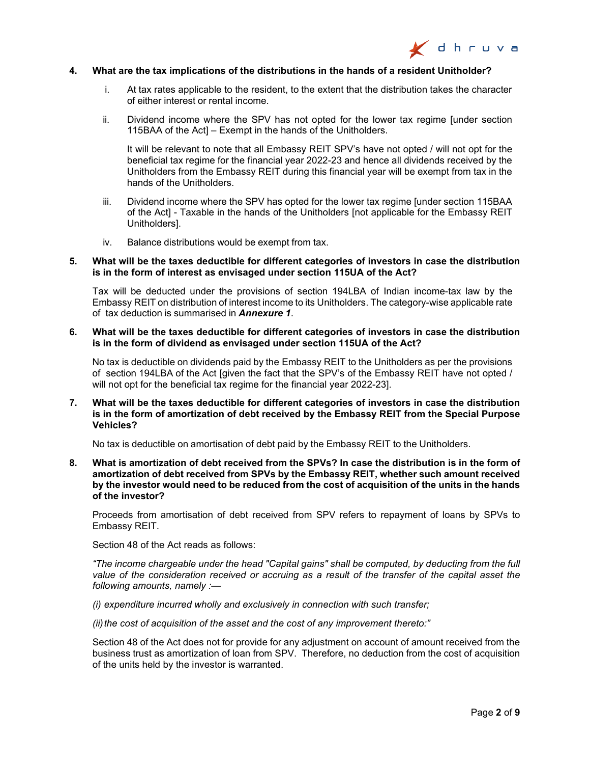**4. What are the tax implications of the distributions in the hands of a resident Unitholder?**

i. At tax rates applicable to the resident, to the extent that the distribution takes the character of either interest or rental income.

ii. Dividend income where the SPV has not opted for the lower tax regime [under section 115BAA of the Act] – Exempt in the hands of the Unitholders.

   It will be relevant to note that all Embassy REIT SPV's have not opted / will not opt for the beneficial tax regime for the financial year 2022-23 and hence all dividends received by the Unitholders from the Embassy REIT during this financial year will be exempt from tax in the hands of the Unitholders.

iii. Dividend income where the SPV has opted for the lower tax regime [under section 115BAA of the Act] - Taxable in the hands of the Unitholders [not applicable for the Embassy REIT Unitholders].

iv. Balance distributions would be exempt from tax.

**5. What will be the taxes deductible for different categories of investors in case the distribution is in the form of interest as envisaged under section 115UA of the Act?**

Tax will be deducted under the provisions of section 194LBA of Indian income-tax law by the Embassy REIT on distribution of interest income to its Unitholders. The category-wise applicable rate of tax deduction is summarised in ***Annexure 1***.

**6. What will be the taxes deductible for different categories of investors in case the distribution is in the form of dividend as envisaged under section 115UA of the Act?**

No tax is deductible on dividends paid by the Embassy REIT to the Unitholders as per the provisions of section 194LBA of the Act [given the fact that the SPV's of the Embassy REIT have not opted / will not opt for the beneficial tax regime for the financial year 2022-23].

**7. What will be the taxes deductible for different categories of investors in case the distribution is in the form of amortization of debt received by the Embassy REIT from the Special Purpose Vehicles?**

No tax is deductible on amortisation of debt paid by the Embassy REIT to the Unitholders.

**8. What is amortization of debt received from the SPVs? In case the distribution is in the form of amortization of debt received from SPVs by the Embassy REIT, whether such amount received by the investor would need to be reduced from the cost of acquisition of the units in the hands of the investor?**

Proceeds from amortisation of debt received from SPV refers to repayment of loans by SPVs to Embassy REIT.

Section 48 of the Act reads as follows:

*"The income chargeable under the head "Capital gains" shall be computed, by deducting from the full value of the consideration received or accruing as a result of the transfer of the capital asset the following amounts, namely :—*

*(i) expenditure incurred wholly and exclusively in connection with such transfer;*

*(ii) the cost of acquisition of the asset and the cost of any improvement thereto:"*

Section 48 of the Act does not for provide for any adjustment on account of amount received from the business trust as amortization of loan from SPV. Therefore, no deduction from the cost of acquisition of the units held by the investor is warranted.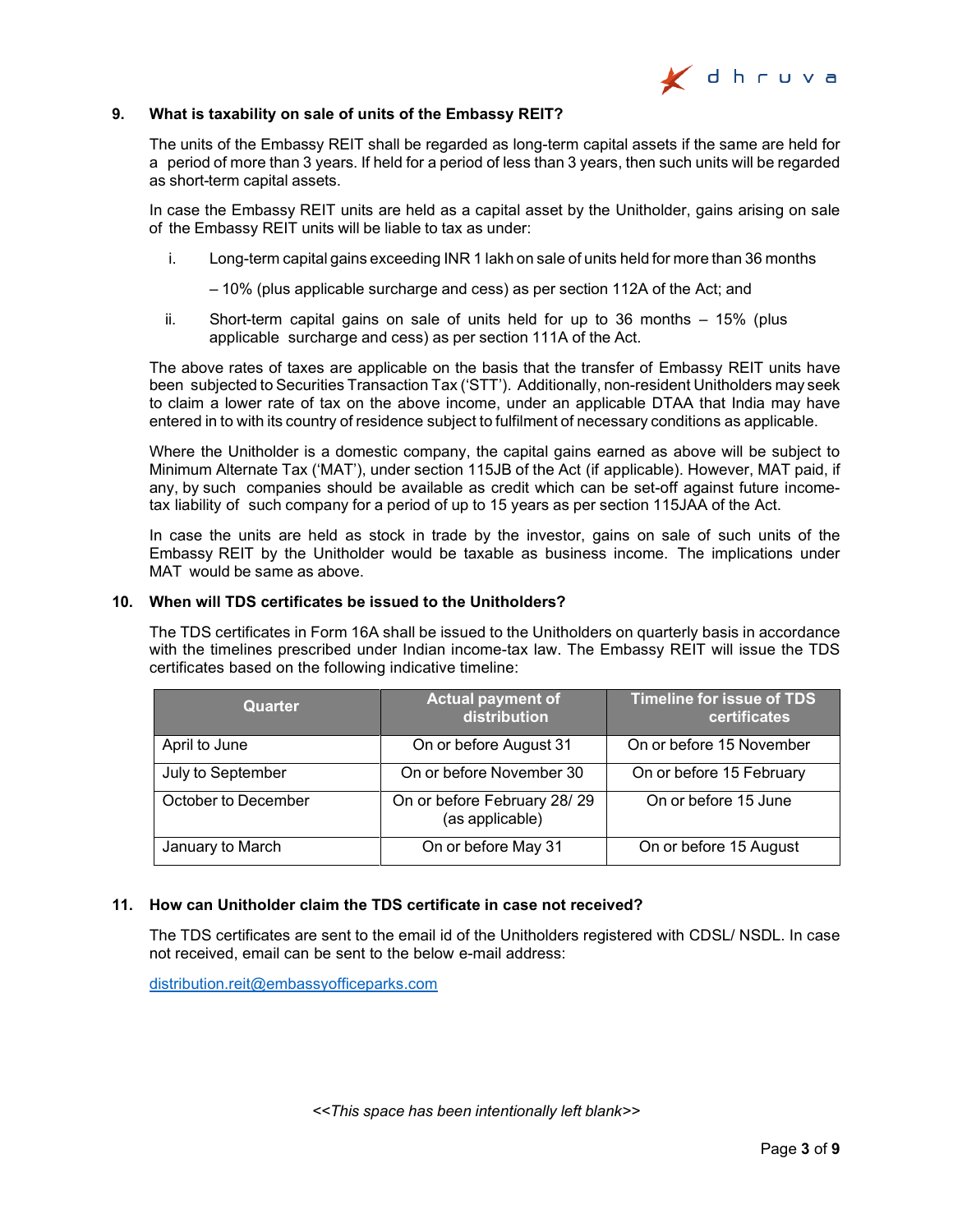**9. What is taxability on sale of units of the Embassy REIT?**

The units of the Embassy REIT shall be regarded as long-term capital assets if the same are held for a period of more than 3 years. If held for a period of less than 3 years, then such units will be regarded as short-term capital assets.

In case the Embassy REIT units are held as a capital asset by the Unitholder, gains arising on sale of the Embassy REIT units will be liable to tax as under:

i. Long-term capital gains exceeding INR 1 lakh on sale of units held for more than 36 months – 10% (plus applicable surcharge and cess) as per section 112A of the Act; and

ii. Short-term capital gains on sale of units held for up to 36 months – 15% (plus applicable surcharge and cess) as per section 111A of the Act.

The above rates of taxes are applicable on the basis that the transfer of Embassy REIT units have been subjected to Securities Transaction Tax ('STT'). Additionally, non-resident Unitholders may seek to claim a lower rate of tax on the above income, under an applicable DTAA that India may have entered in to with its country of residence subject to fulfilment of necessary conditions as applicable.

Where the Unitholder is a domestic company, the capital gains earned as above will be subject to Minimum Alternate Tax ('MAT'), under section 115JB of the Act (if applicable). However, MAT paid, if any, by such companies should be available as credit which can be set-off against future income-tax liability of such company for a period of up to 15 years as per section 115JAA of the Act.

In case the units are held as stock in trade by the investor, gains on sale of such units of the Embassy REIT by the Unitholder would be taxable as business income. The implications under MAT would be same as above.

**10. When will TDS certificates be issued to the Unitholders?**

The TDS certificates in Form 16A shall be issued to the Unitholders on quarterly basis in accordance with the timelines prescribed under Indian income-tax law. The Embassy REIT will issue the TDS certificates based on the following indicative timeline:

| Quarter | Actual payment of distribution | Timeline for issue of TDS certificates |
|---|---|---|
| April to June | On or before August 31 | On or before 15 November |
| July to September | On or before November 30 | On or before 15 February |
| October to December | On or before February 28/ 29 (as applicable) | On or before 15 June |
| January to March | On or before May 31 | On or before 15 August |

**11. How can Unitholder claim the TDS certificate in case not received?**

The TDS certificates are sent to the email id of the Unitholders registered with CDSL/ NSDL. In case not received, email can be sent to the below e-mail address:

distribution.reit@embassyofficeparks.com

*<<This space has been intentionally left blank>>*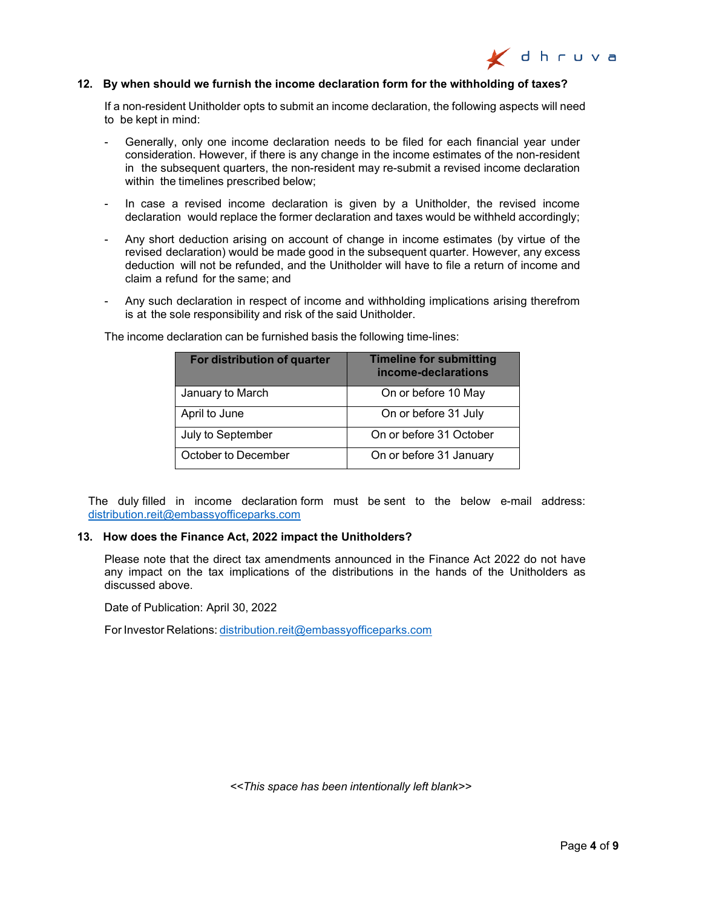### 12. By when should we furnish the income declaration form for the withholding of taxes?

If a non-resident Unitholder opts to submit an income declaration, the following aspects will need to be kept in mind:

- Generally, only one income declaration needs to be filed for each financial year under consideration. However, if there is any change in the income estimates of the non-resident in the subsequent quarters, the non-resident may re-submit a revised income declaration within the timelines prescribed below;
- In case a revised income declaration is given by a Unitholder, the revised income declaration would replace the former declaration and taxes would be withheld accordingly;
- Any short deduction arising on account of change in income estimates (by virtue of the revised declaration) would be made good in the subsequent quarter. However, any excess deduction will not be refunded, and the Unitholder will have to file a return of income and claim a refund for the same; and
- Any such declaration in respect of income and withholding implications arising therefrom is at the sole responsibility and risk of the said Unitholder.

The income declaration can be furnished basis the following time-lines:

| For distribution of quarter | Timeline for submitting income-declarations |
|---|---|
| January to March | On or before 10 May |
| April to June | On or before 31 July |
| July to September | On or before 31 October |
| October to December | On or before 31 January |

The duly filled in income declaration form must be sent to the below e-mail address: distribution.reit@embassyofficeparks.com

### 13. How does the Finance Act, 2022 impact the Unitholders?

Please note that the direct tax amendments announced in the Finance Act 2022 do not have any impact on the tax implications of the distributions in the hands of the Unitholders as discussed above.

Date of Publication: April 30, 2022

For Investor Relations: distribution.reit@embassyofficeparks.com

*<<This space has been intentionally left blank>>*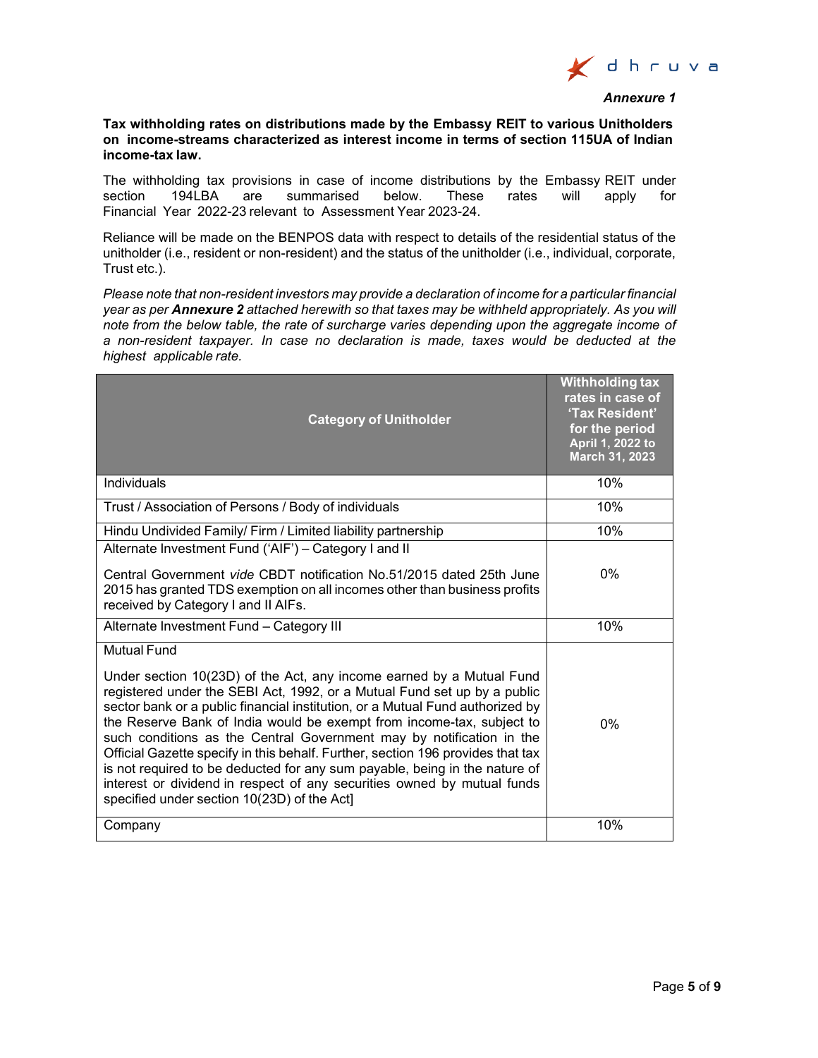*Annexure 1*

**Tax withholding rates on distributions made by the Embassy REIT to various Unitholders on income-streams characterized as interest income in terms of section 115UA of Indian income-tax law.**

The withholding tax provisions in case of income distributions by the Embassy REIT under section 194LBA are summarised below. These rates will apply for Financial Year 2022-23 relevant to Assessment Year 2023-24.

Reliance will be made on the BENPOS data with respect to details of the residential status of the unitholder (i.e., resident or non-resident) and the status of the unitholder (i.e., individual, corporate, Trust etc.).

*Please note that non-resident investors may provide a declaration of income for a particular financial year as per **Annexure 2** attached herewith so that taxes may be withheld appropriately. As you will note from the below table, the rate of surcharge varies depending upon the aggregate income of a non-resident taxpayer. In case no declaration is made, taxes would be deducted at the highest applicable rate.*

| Category of Unitholder | Withholding tax rates in case of 'Tax Resident' for the period April 1, 2022 to March 31, 2023 |
|---|---|
| Individuals | 10% |
| Trust / Association of Persons / Body of individuals | 10% |
| Hindu Undivided Family/ Firm / Limited liability partnership | 10% |
| Alternate Investment Fund ('AIF') – Category I and II<br><br>Central Government *vide* CBDT notification No.51/2015 dated 25th June 2015 has granted TDS exemption on all incomes other than business profits received by Category I and II AIFs. | 0% |
| Alternate Investment Fund – Category III | 10% |
| Mutual Fund<br><br>Under section 10(23D) of the Act, any income earned by a Mutual Fund registered under the SEBI Act, 1992, or a Mutual Fund set up by a public sector bank or a public financial institution, or a Mutual Fund authorized by the Reserve Bank of India would be exempt from income-tax, subject to such conditions as the Central Government may by notification in the Official Gazette specify in this behalf. Further, section 196 provides that tax is not required to be deducted for any sum payable, being in the nature of interest or dividend in respect of any securities owned by mutual funds specified under section 10(23D) of the Act] | 0% |
| Company | 10% |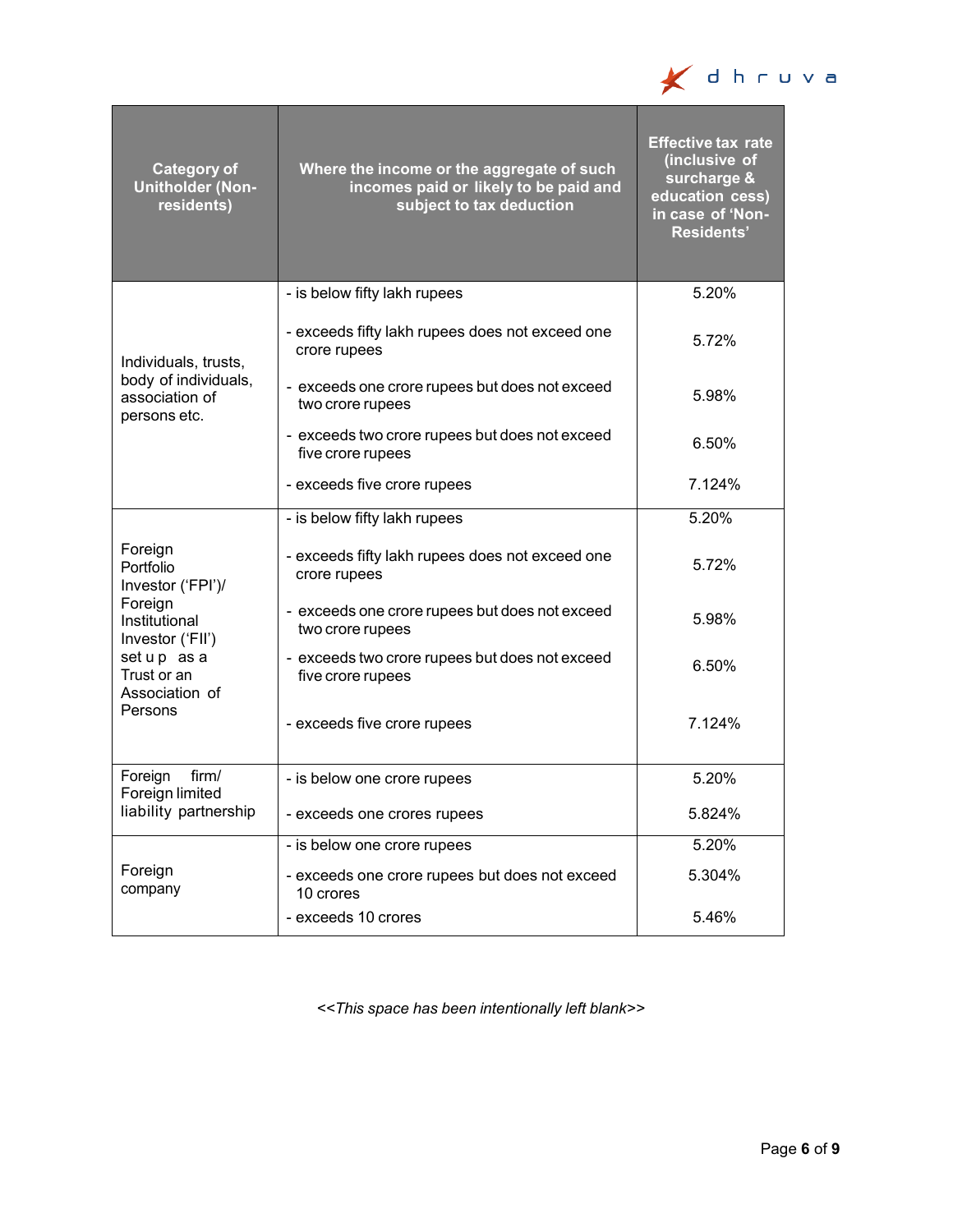| Category of Unitholder (Non-residents) | Where the income or the aggregate of such incomes paid or likely to be paid and subject to tax deduction | Effective tax rate (inclusive of surcharge & education cess) in case of 'Non-Residents' |
|---|---|---|
| Individuals, trusts, body of individuals, association of persons etc. | - is below fifty lakh rupees | 5.20% |
| | - exceeds fifty lakh rupees does not exceed one crore rupees | 5.72% |
| | - exceeds one crore rupees but does not exceed two crore rupees | 5.98% |
| | - exceeds two crore rupees but does not exceed five crore rupees | 6.50% |
| | - exceeds five crore rupees | 7.124% |
| Foreign Portfolio Investor ('FPI')/ Foreign Institutional Investor ('FII') set up as a Trust or an Association of Persons | - is below fifty lakh rupees | 5.20% |
| | - exceeds fifty lakh rupees does not exceed one crore rupees | 5.72% |
| | - exceeds one crore rupees but does not exceed two crore rupees | 5.98% |
| | - exceeds two crore rupees but does not exceed five crore rupees | 6.50% |
| | - exceeds five crore rupees | 7.124% |
| Foreign firm/ Foreign limited liability partnership | - is below one crore rupees | 5.20% |
| | - exceeds one crores rupees | 5.824% |
| Foreign company | - is below one crore rupees | 5.20% |
| | - exceeds one crore rupees but does not exceed 10 crores | 5.304% |
| | - exceeds 10 crores | 5.46% |

*<<This space has been intentionally left blank>>*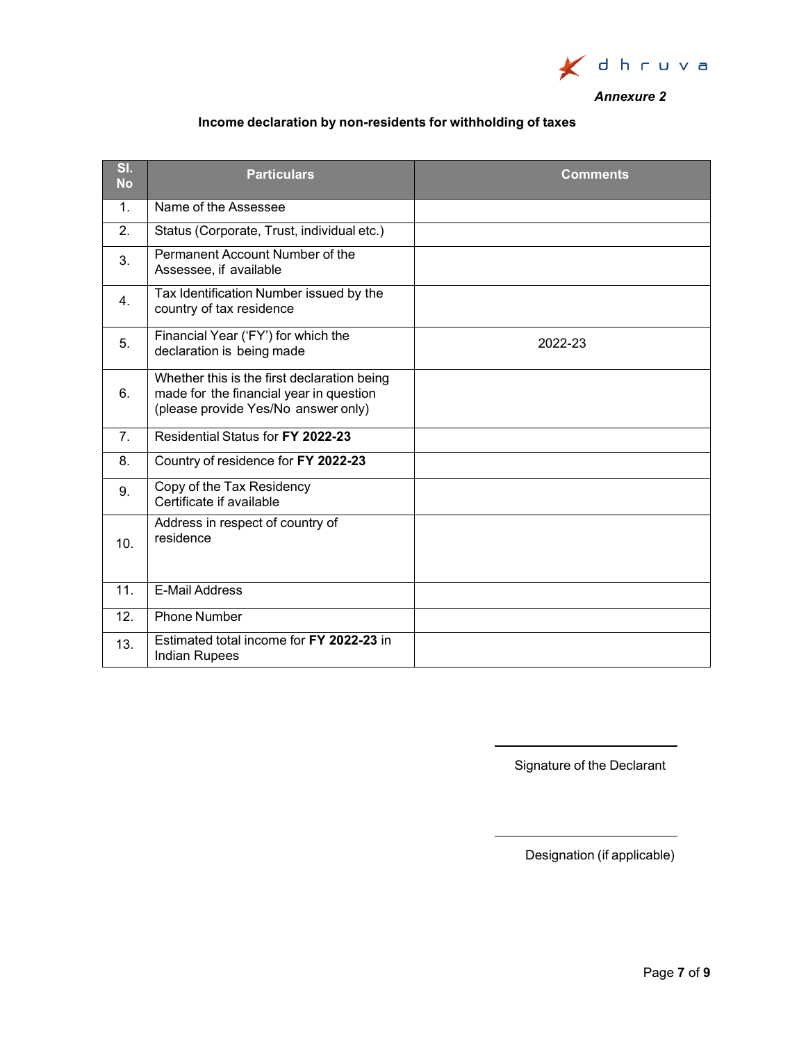*Annexure 2*

**Income declaration by non-residents for withholding of taxes**

| Sl. No | Particulars | Comments |
|---|---|---|
| 1. | Name of the Assessee | |
| 2. | Status (Corporate, Trust, individual etc.) | |
| 3. | Permanent Account Number of the Assessee, if available | |
| 4. | Tax Identification Number issued by the country of tax residence | |
| 5. | Financial Year ('FY') for which the declaration is being made | 2022-23 |
| 6. | Whether this is the first declaration being made for the financial year in question (please provide Yes/No answer only) | |
| 7. | Residential Status for **FY 2022-23** | |
| 8. | Country of residence for **FY 2022-23** | |
| 9. | Copy of the Tax Residency Certificate if available | |
| 10. | Address in respect of country of residence | |
| 11. | E-Mail Address | |
| 12. | Phone Number | |
| 13. | Estimated total income for **FY 2022-23** in Indian Rupees | |

Signature of the Declarant

Designation (if applicable)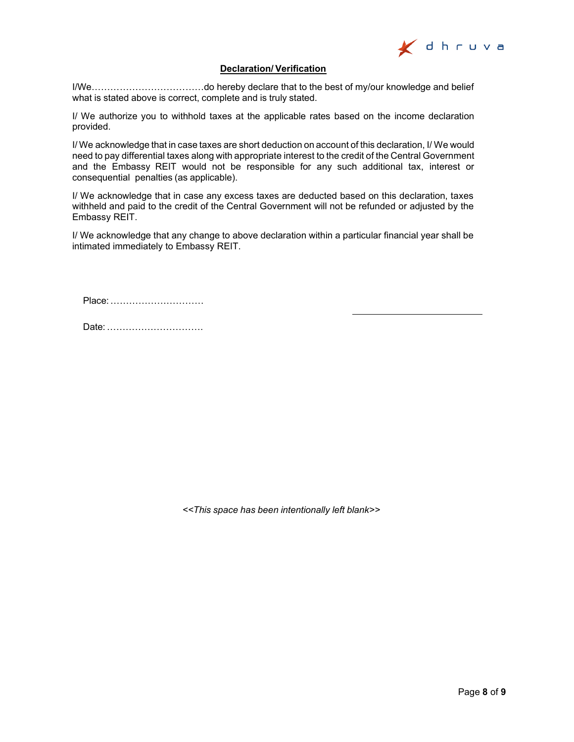**Declaration/ Verification**

I/We………………………………do hereby declare that to the best of my/our knowledge and belief what is stated above is correct, complete and is truly stated.

I/ We authorize you to withhold taxes at the applicable rates based on the income declaration provided.

I/ We acknowledge that in case taxes are short deduction on account of this declaration, I/ We would need to pay differential taxes along with appropriate interest to the credit of the Central Government and the Embassy REIT would not be responsible for any such additional tax, interest or consequential penalties (as applicable).

I/ We acknowledge that in case any excess taxes are deducted based on this declaration, taxes withheld and paid to the credit of the Central Government will not be refunded or adjusted by the Embassy REIT.

I/ We acknowledge that any change to above declaration within a particular financial year shall be intimated immediately to Embassy REIT.

Place: …………………………

Date: …………………………

\_\_\_\_\_\_\_\_\_\_\_\_\_\_\_\_\_\_\_\_\_\_\_\_\_\_\_\_

*<<This space has been intentionally left blank>>*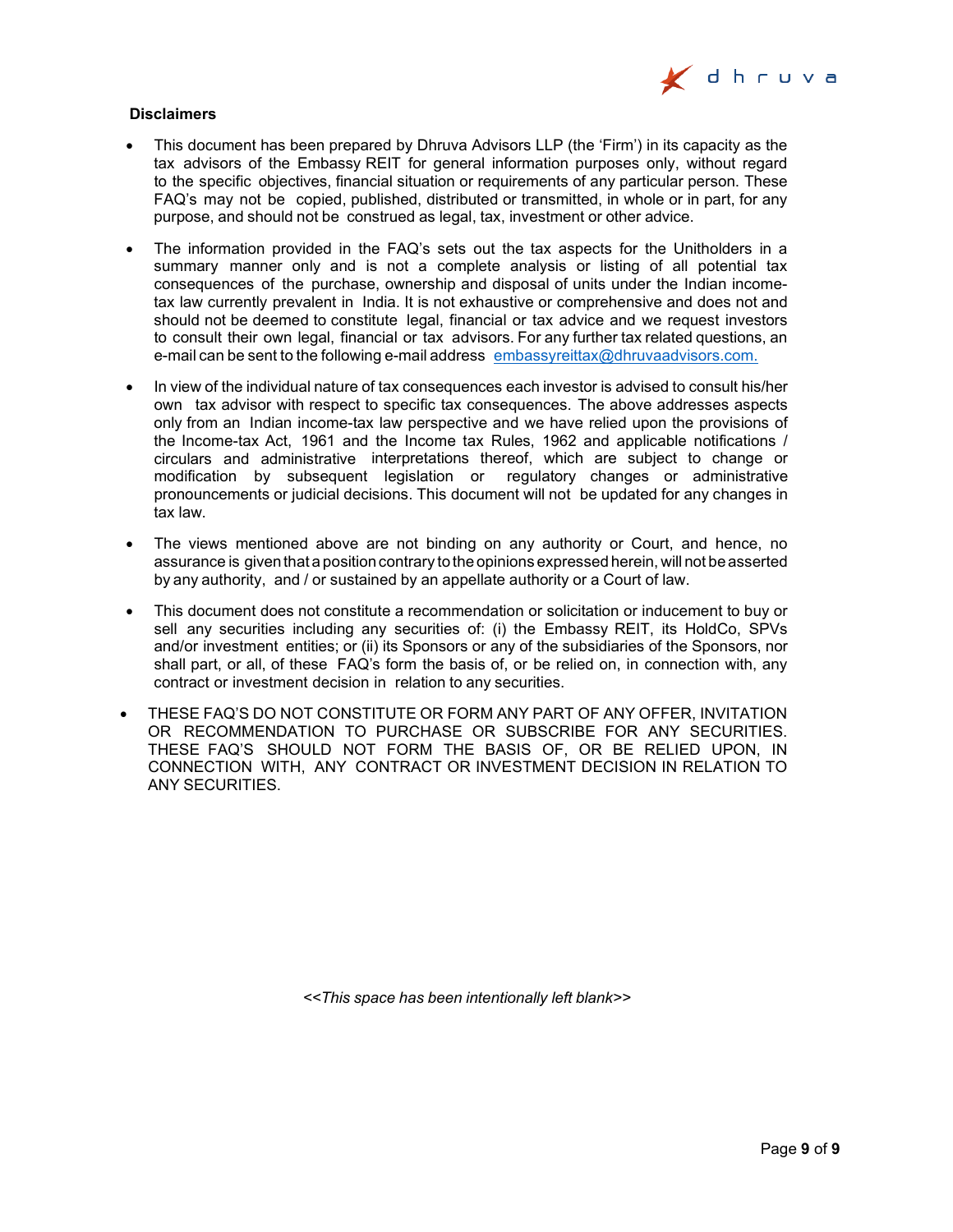## Disclaimers

- This document has been prepared by Dhruva Advisors LLP (the 'Firm') in its capacity as the tax advisors of the Embassy REIT for general information purposes only, without regard to the specific objectives, financial situation or requirements of any particular person. These FAQ's may not be copied, published, distributed or transmitted, in whole or in part, for any purpose, and should not be construed as legal, tax, investment or other advice.

- The information provided in the FAQ's sets out the tax aspects for the Unitholders in a summary manner only and is not a complete analysis or listing of all potential tax consequences of the purchase, ownership and disposal of units under the Indian income-tax law currently prevalent in India. It is not exhaustive or comprehensive and does not and should not be deemed to constitute legal, financial or tax advice and we request investors to consult their own legal, financial or tax advisors. For any further tax related questions, an e-mail can be sent to the following e-mail address embassyreittax@dhruvaadvisors.com.

- In view of the individual nature of tax consequences each investor is advised to consult his/her own tax advisor with respect to specific tax consequences. The above addresses aspects only from an Indian income-tax law perspective and we have relied upon the provisions of the Income-tax Act, 1961 and the Income tax Rules, 1962 and applicable notifications / circulars and administrative interpretations thereof, which are subject to change or modification by subsequent legislation or regulatory changes or administrative pronouncements or judicial decisions. This document will not be updated for any changes in tax law.

- The views mentioned above are not binding on any authority or Court, and hence, no assurance is given that a position contrary to the opinions expressed herein, will not be asserted by any authority, and / or sustained by an appellate authority or a Court of law.

- This document does not constitute a recommendation or solicitation or inducement to buy or sell any securities including any securities of: (i) the Embassy REIT, its HoldCo, SPVs and/or investment entities; or (ii) its Sponsors or any of the subsidiaries of the Sponsors, nor shall part, or all, of these FAQ's form the basis of, or be relied on, in connection with, any contract or investment decision in relation to any securities.

- THESE FAQ'S DO NOT CONSTITUTE OR FORM ANY PART OF ANY OFFER, INVITATION OR RECOMMENDATION TO PURCHASE OR SUBSCRIBE FOR ANY SECURITIES. THESE FAQ'S SHOULD NOT FORM THE BASIS OF, OR BE RELIED UPON, IN CONNECTION WITH, ANY CONTRACT OR INVESTMENT DECISION IN RELATION TO ANY SECURITIES.

*<<This space has been intentionally left blank>>*